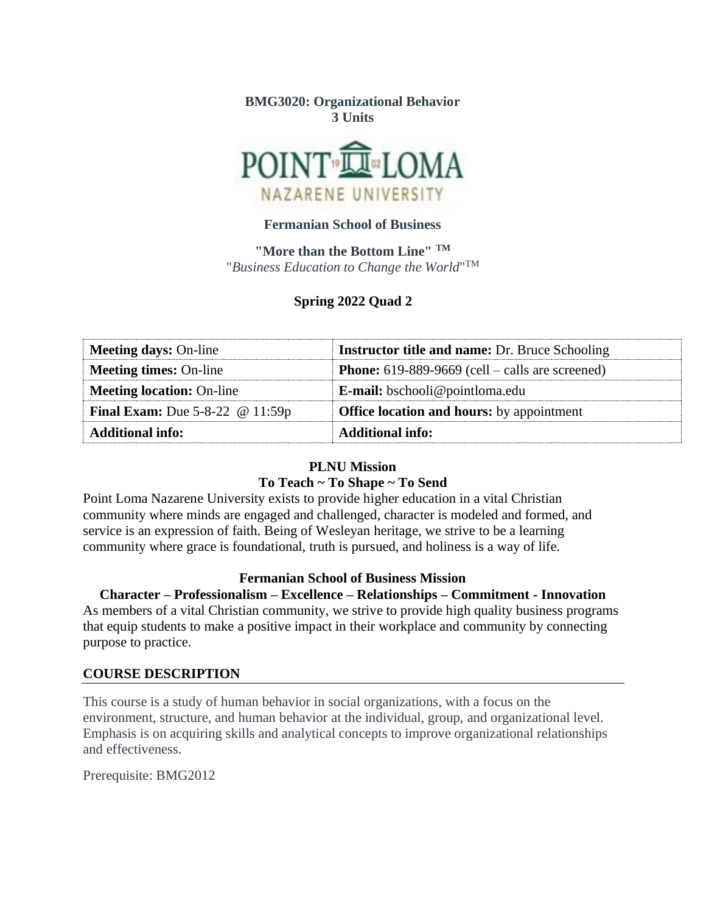**BMG3020: Organizational Behavior**
**3 Units**

**Fermanian School of Business**

**"More than the Bottom Line" ™**
"*Business Education to Change the World*"™

**Spring 2022 Quad 2**

| **Meeting days:** On-line | **Instructor title and name:** Dr. Bruce Schooling |
|---|---|
| **Meeting times:** On-line | **Phone:** 619-889-9669 (cell – calls are screened) |
| **Meeting location:** On-line | **E-mail:** bschooli@pointloma.edu |
| **Final Exam:** Due 5-8-22 @ 11:59p | **Office location and hours:** by appointment |
| **Additional info:** | **Additional info:** |

**PLNU Mission**
**To Teach ~ To Shape ~ To Send**

Point Loma Nazarene University exists to provide higher education in a vital Christian community where minds are engaged and challenged, character is modeled and formed, and service is an expression of faith. Being of Wesleyan heritage, we strive to be a learning community where grace is foundational, truth is pursued, and holiness is a way of life.

**Fermanian School of Business Mission**
**Character – Professionalism – Excellence – Relationships – Commitment - Innovation**

As members of a vital Christian community, we strive to provide high quality business programs that equip students to make a positive impact in their workplace and community by connecting purpose to practice.

## COURSE DESCRIPTION

This course is a study of human behavior in social organizations, with a focus on the environment, structure, and human behavior at the individual, group, and organizational level. Emphasis is on acquiring skills and analytical concepts to improve organizational relationships and effectiveness.

Prerequisite: BMG2012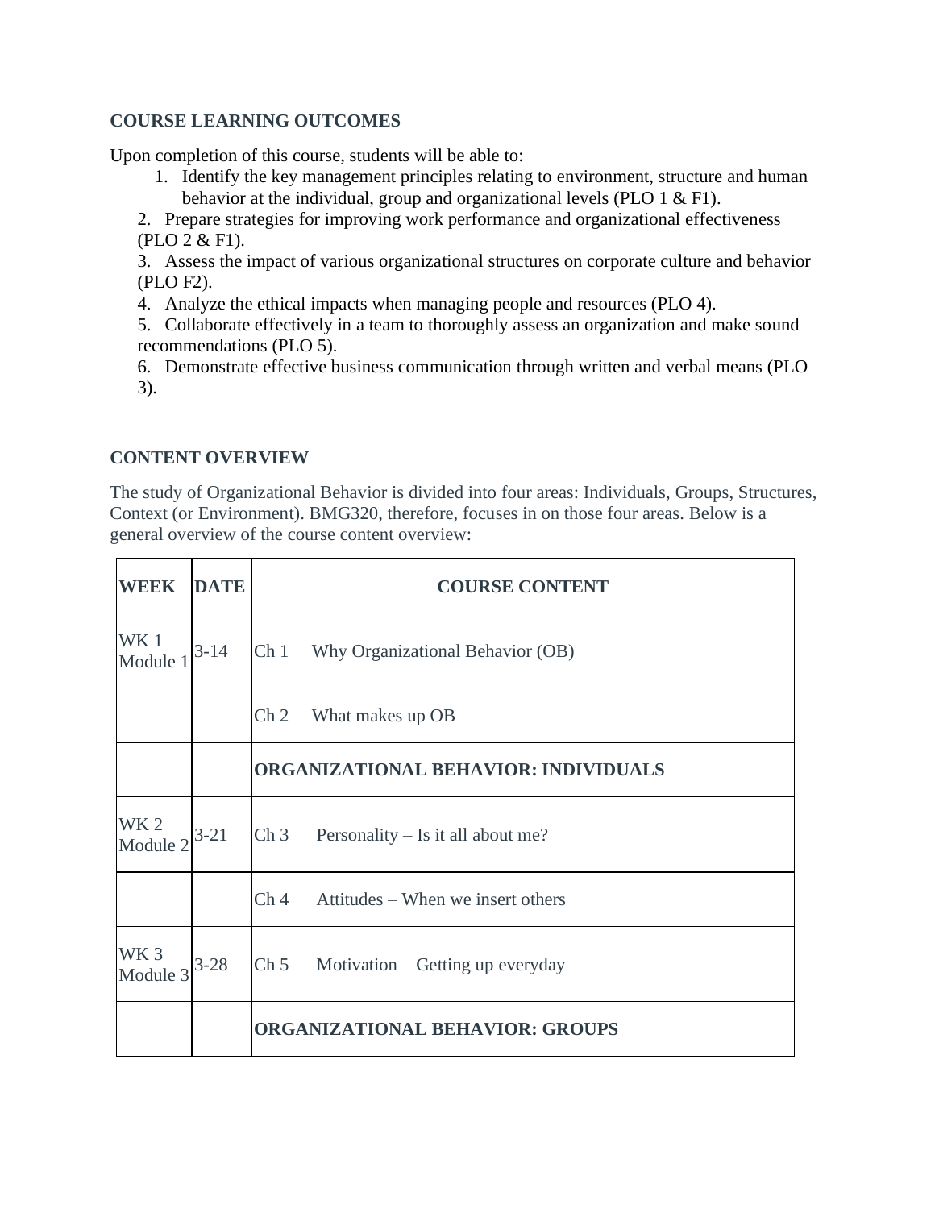## COURSE LEARNING OUTCOMES

Upon completion of this course, students will be able to:

1. Identify the key management principles relating to environment, structure and human behavior at the individual, group and organizational levels (PLO 1 & F1).
2. Prepare strategies for improving work performance and organizational effectiveness (PLO 2 & F1).
3. Assess the impact of various organizational structures on corporate culture and behavior (PLO F2).
4. Analyze the ethical impacts when managing people and resources (PLO 4).
5. Collaborate effectively in a team to thoroughly assess an organization and make sound recommendations (PLO 5).
6. Demonstrate effective business communication through written and verbal means (PLO 3).

## CONTENT OVERVIEW

The study of Organizational Behavior is divided into four areas: Individuals, Groups, Structures, Context (or Environment). BMG320, therefore, focuses in on those four areas. Below is a general overview of the course content overview:

| WEEK | DATE | COURSE CONTENT |
|---|---|---|
| WK 1 Module 1 | 3-14 | Ch 1 Why Organizational Behavior (OB) |
| | | Ch 2 What makes up OB |
| | | **ORGANIZATIONAL BEHAVIOR: INDIVIDUALS** |
| WK 2 Module 2 | 3-21 | Ch 3 Personality – Is it all about me? |
| | | Ch 4 Attitudes – When we insert others |
| WK 3 Module 3 | 3-28 | Ch 5 Motivation – Getting up everyday |
| | | **ORGANIZATIONAL BEHAVIOR: GROUPS** |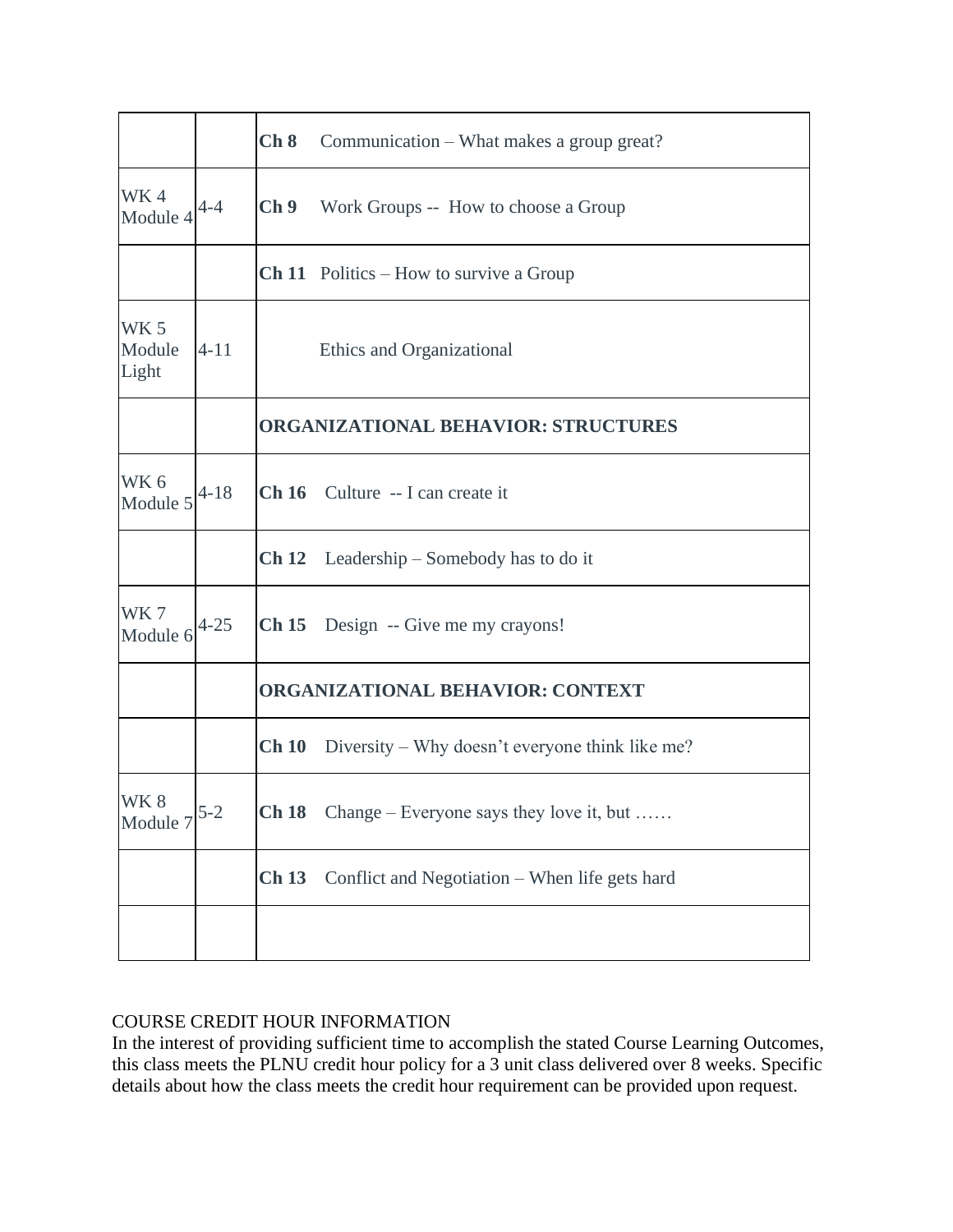| | | |
|---|---|---|
| | | **Ch 8** Communication – What makes a group great? |
| WK 4 Module 4 | 4-4 | **Ch 9** Work Groups -- How to choose a Group |
| | | **Ch 11** Politics – How to survive a Group |
| WK 5 Module Light | 4-11 | Ethics and Organizational |
| | | **ORGANIZATIONAL BEHAVIOR: STRUCTURES** |
| WK 6 Module 5 | 4-18 | **Ch 16** Culture -- I can create it |
| | | **Ch 12** Leadership – Somebody has to do it |
| WK 7 Module 6 | 4-25 | **Ch 15** Design -- Give me my crayons! |
| | | **ORGANIZATIONAL BEHAVIOR: CONTEXT** |
| | | **Ch 10** Diversity – Why doesn't everyone think like me? |
| WK 8 Module 7 | 5-2 | **Ch 18** Change – Everyone says they love it, but …… |
| | | **Ch 13** Conflict and Negotiation – When life gets hard |
| | | |

COURSE CREDIT HOUR INFORMATION

In the interest of providing sufficient time to accomplish the stated Course Learning Outcomes, this class meets the PLNU credit hour policy for a 3 unit class delivered over 8 weeks. Specific details about how the class meets the credit hour requirement can be provided upon request.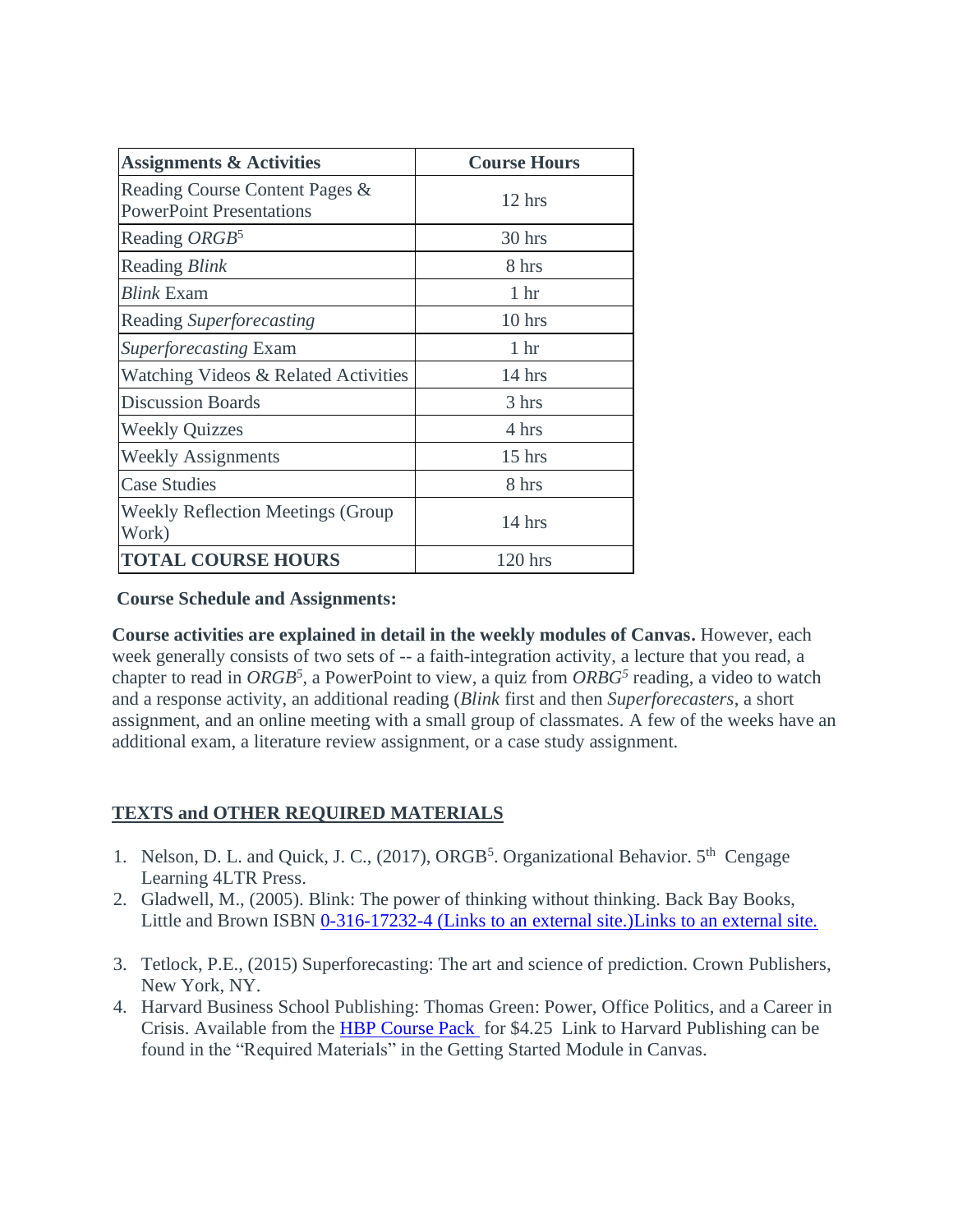| **Assignments & Activities** | **Course Hours** |
| --- | --- |
| Reading Course Content Pages & PowerPoint Presentations | 12 hrs |
| Reading *ORGB*[5] | 30 hrs |
| Reading *Blink* | 8 hrs |
| *Blink* Exam | 1 hr |
| Reading *Superforecasting* | 10 hrs |
| *Superforecasting* Exam | 1 hr |
| Watching Videos & Related Activities | 14 hrs |
| Discussion Boards | 3 hrs |
| Weekly Quizzes | 4 hrs |
| Weekly Assignments | 15 hrs |
| Case Studies | 8 hrs |
| Weekly Reflection Meetings (Group Work) | 14 hrs |
| **TOTAL COURSE HOURS** | 120 hrs |

**Course Schedule and Assignments:**

**Course activities are explained in detail in the weekly modules of Canvas.** However, each week generally consists of two sets of -- a faith-integration activity, a lecture that you read, a chapter to read in *ORGB*[5], a PowerPoint to view, a quiz from *ORBG*[5] reading, a video to watch and a response activity, an additional reading (*Blink* first and then *Superforecasters*, a short assignment, and an online meeting with a small group of classmates. A few of the weeks have an additional exam, a literature review assignment, or a case study assignment.

## TEXTS and OTHER REQUIRED MATERIALS

1. Nelson, D. L. and Quick, J. C., (2017), ORGB[5]. Organizational Behavior. 5th Cengage Learning 4LTR Press.
2. Gladwell, M., (2005). Blink: The power of thinking without thinking. Back Bay Books, Little and Brown ISBN 0-316-17232-4 (Links to an external site.)Links to an external site.
3. Tetlock, P.E., (2015) Superforecasting: The art and science of prediction. Crown Publishers, New York, NY.
4. Harvard Business School Publishing: Thomas Green: Power, Office Politics, and a Career in Crisis. Available from the HBP Course Pack for $4.25 Link to Harvard Publishing can be found in the "Required Materials" in the Getting Started Module in Canvas.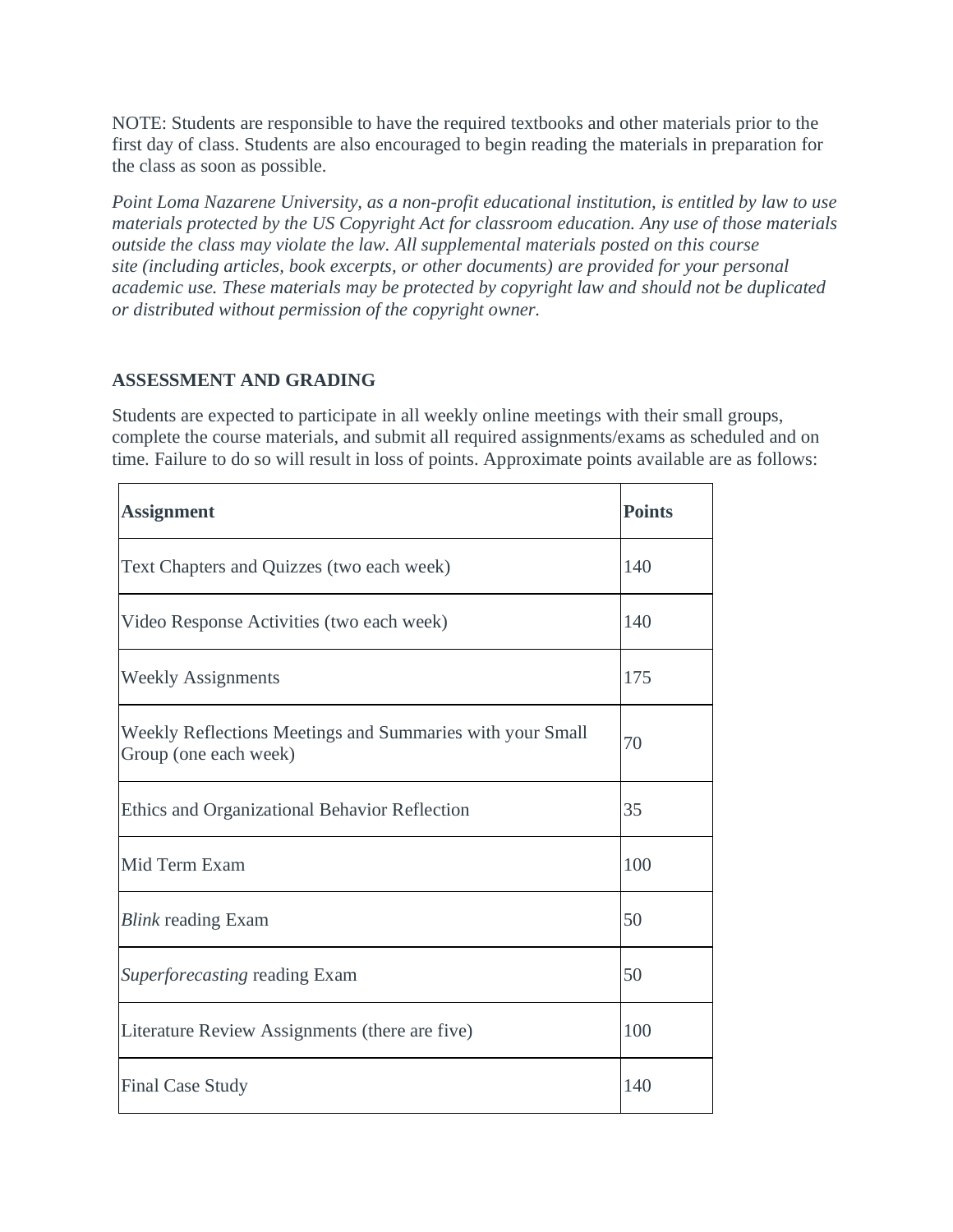NOTE: Students are responsible to have the required textbooks and other materials prior to the first day of class. Students are also encouraged to begin reading the materials in preparation for the class as soon as possible.

*Point Loma Nazarene University, as a non-profit educational institution, is entitled by law to use materials protected by the US Copyright Act for classroom education. Any use of those materials outside the class may violate the law. All supplemental materials posted on this course site (including articles, book excerpts, or other documents) are provided for your personal academic use. These materials may be protected by copyright law and should not be duplicated or distributed without permission of the copyright owner.*

## ASSESSMENT AND GRADING

Students are expected to participate in all weekly online meetings with their small groups, complete the course materials, and submit all required assignments/exams as scheduled and on time. Failure to do so will result in loss of points. Approximate points available are as follows:

| Assignment | Points |
|---|---|
| Text Chapters and Quizzes (two each week) | 140 |
| Video Response Activities (two each week) | 140 |
| Weekly Assignments | 175 |
| Weekly Reflections Meetings and Summaries with your Small Group (one each week) | 70 |
| Ethics and Organizational Behavior Reflection | 35 |
| Mid Term Exam | 100 |
| *Blink* reading Exam | 50 |
| *Superforecasting* reading Exam | 50 |
| Literature Review Assignments (there are five) | 100 |
| Final Case Study | 140 |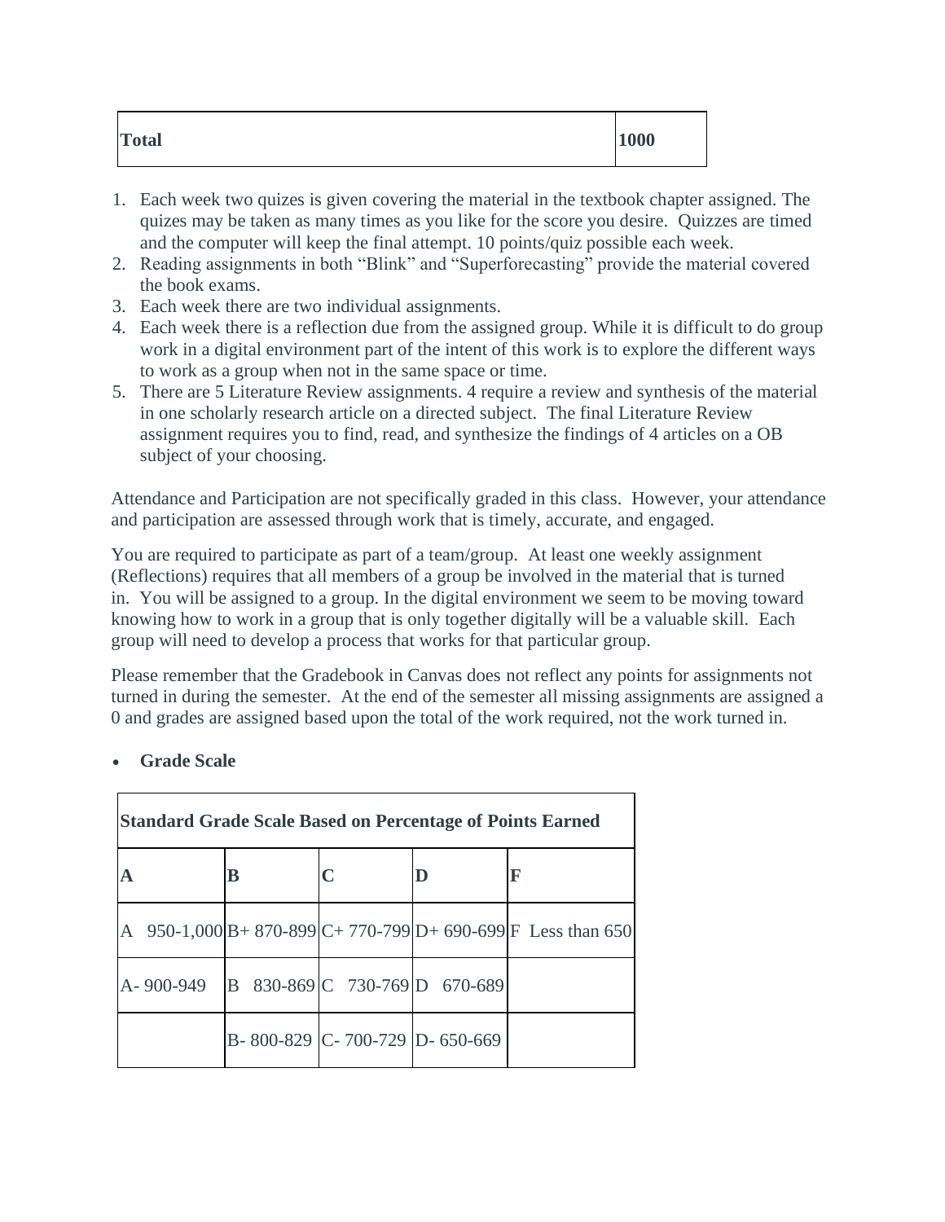| **Total** | **1000** |
|---|---|

1. Each week two quizes is given covering the material in the textbook chapter assigned. The quizes may be taken as many times as you like for the score you desire. Quizzes are timed and the computer will keep the final attempt. 10 points/quiz possible each week.
2. Reading assignments in both "Blink" and "Superforecasting" provide the material covered the book exams.
3. Each week there are two individual assignments.
4. Each week there is a reflection due from the assigned group. While it is difficult to do group work in a digital environment part of the intent of this work is to explore the different ways to work as a group when not in the same space or time.
5. There are 5 Literature Review assignments. 4 require a review and synthesis of the material in one scholarly research article on a directed subject. The final Literature Review assignment requires you to find, read, and synthesize the findings of 4 articles on a OB subject of your choosing.

Attendance and Participation are not specifically graded in this class. However, your attendance and participation are assessed through work that is timely, accurate, and engaged.

You are required to participate as part of a team/group. At least one weekly assignment (Reflections) requires that all members of a group be involved in the material that is turned in. You will be assigned to a group. In the digital environment we seem to be moving toward knowing how to work in a group that is only together digitally will be a valuable skill. Each group will need to develop a process that works for that particular group.

Please remember that the Gradebook in Canvas does not reflect any points for assignments not turned in during the semester. At the end of the semester all missing assignments are assigned a 0 and grades are assigned based upon the total of the work required, not the work turned in.

- **Grade Scale**

| **Standard Grade Scale Based on Percentage of Points Earned** | | | | |
|---|---|---|---|---|
| **A** | **B** | **C** | **D** | **F** |
| A 950-1,000 | B+ 870-899 | C+ 770-799 | D+ 690-699 | F Less than 650 |
| A- 900-949 | B 830-869 | C 730-769 | D 670-689 | |
| | B- 800-829 | C- 700-729 | D- 650-669 | |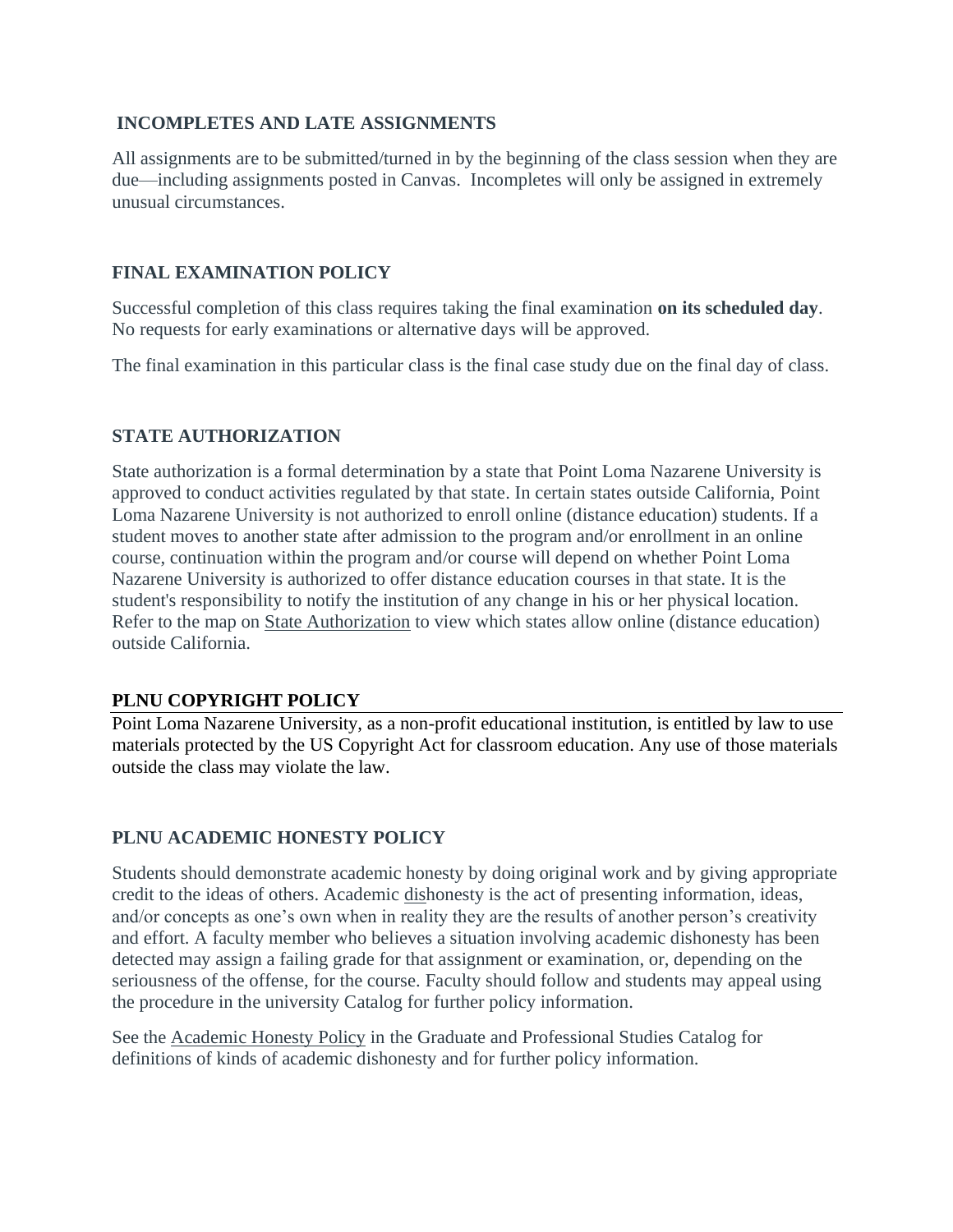## INCOMPLETES AND LATE ASSIGNMENTS

All assignments are to be submitted/turned in by the beginning of the class session when they are due—including assignments posted in Canvas. Incompletes will only be assigned in extremely unusual circumstances.

## FINAL EXAMINATION POLICY

Successful completion of this class requires taking the final examination **on its scheduled day**. No requests for early examinations or alternative days will be approved.

The final examination in this particular class is the final case study due on the final day of class.

## STATE AUTHORIZATION

State authorization is a formal determination by a state that Point Loma Nazarene University is approved to conduct activities regulated by that state. In certain states outside California, Point Loma Nazarene University is not authorized to enroll online (distance education) students. If a student moves to another state after admission to the program and/or enrollment in an online course, continuation within the program and/or course will depend on whether Point Loma Nazarene University is authorized to offer distance education courses in that state. It is the student's responsibility to notify the institution of any change in his or her physical location. Refer to the map on State Authorization to view which states allow online (distance education) outside California.

## PLNU COPYRIGHT POLICY

Point Loma Nazarene University, as a non-profit educational institution, is entitled by law to use materials protected by the US Copyright Act for classroom education. Any use of those materials outside the class may violate the law.

## PLNU ACADEMIC HONESTY POLICY

Students should demonstrate academic honesty by doing original work and by giving appropriate credit to the ideas of others. Academic dishonesty is the act of presenting information, ideas, and/or concepts as one's own when in reality they are the results of another person's creativity and effort. A faculty member who believes a situation involving academic dishonesty has been detected may assign a failing grade for that assignment or examination, or, depending on the seriousness of the offense, for the course. Faculty should follow and students may appeal using the procedure in the university Catalog for further policy information.

See the Academic Honesty Policy in the Graduate and Professional Studies Catalog for definitions of kinds of academic dishonesty and for further policy information.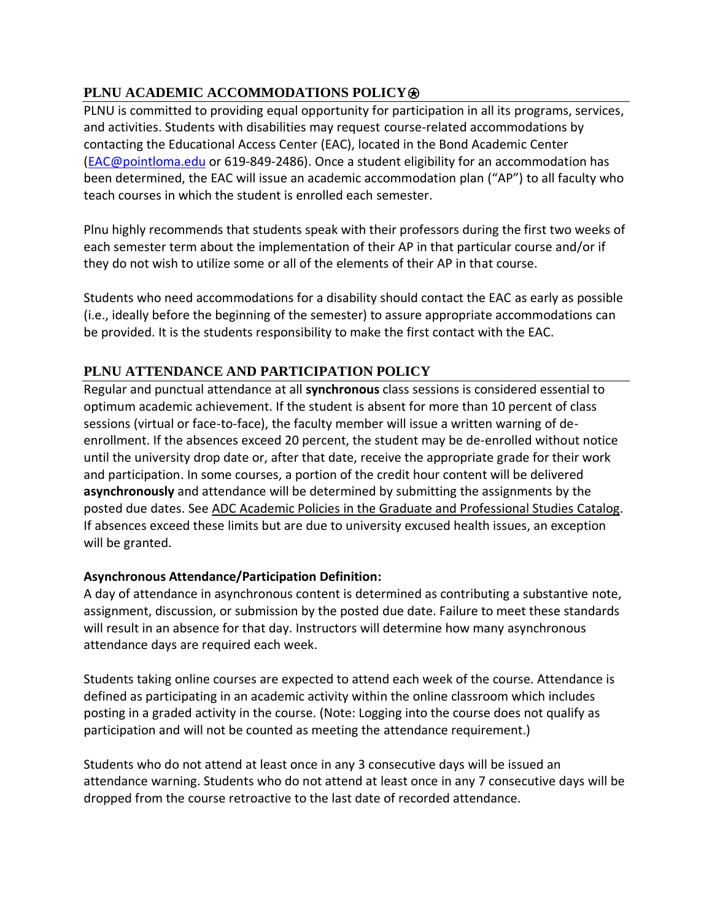## PLNU ACADEMIC ACCOMMODATIONS POLICY⍟

PLNU is committed to providing equal opportunity for participation in all its programs, services, and activities. Students with disabilities may request course-related accommodations by contacting the Educational Access Center (EAC), located in the Bond Academic Center (EAC@pointloma.edu or 619-849-2486). Once a student eligibility for an accommodation has been determined, the EAC will issue an academic accommodation plan ("AP") to all faculty who teach courses in which the student is enrolled each semester.

Plnu highly recommends that students speak with their professors during the first two weeks of each semester term about the implementation of their AP in that particular course and/or if they do not wish to utilize some or all of the elements of their AP in that course.

Students who need accommodations for a disability should contact the EAC as early as possible (i.e., ideally before the beginning of the semester) to assure appropriate accommodations can be provided. It is the students responsibility to make the first contact with the EAC.

## PLNU ATTENDANCE AND PARTICIPATION POLICY

Regular and punctual attendance at all **synchronous** class sessions is considered essential to optimum academic achievement. If the student is absent for more than 10 percent of class sessions (virtual or face-to-face), the faculty member will issue a written warning of de-enrollment. If the absences exceed 20 percent, the student may be de-enrolled without notice until the university drop date or, after that date, receive the appropriate grade for their work and participation. In some courses, a portion of the credit hour content will be delivered **asynchronously** and attendance will be determined by submitting the assignments by the posted due dates. See ADC Academic Policies in the Graduate and Professional Studies Catalog. If absences exceed these limits but are due to university excused health issues, an exception will be granted.

**Asynchronous Attendance/Participation Definition:**

A day of attendance in asynchronous content is determined as contributing a substantive note, assignment, discussion, or submission by the posted due date. Failure to meet these standards will result in an absence for that day. Instructors will determine how many asynchronous attendance days are required each week.

Students taking online courses are expected to attend each week of the course. Attendance is defined as participating in an academic activity within the online classroom which includes posting in a graded activity in the course. (Note: Logging into the course does not qualify as participation and will not be counted as meeting the attendance requirement.)

Students who do not attend at least once in any 3 consecutive days will be issued an attendance warning. Students who do not attend at least once in any 7 consecutive days will be dropped from the course retroactive to the last date of recorded attendance.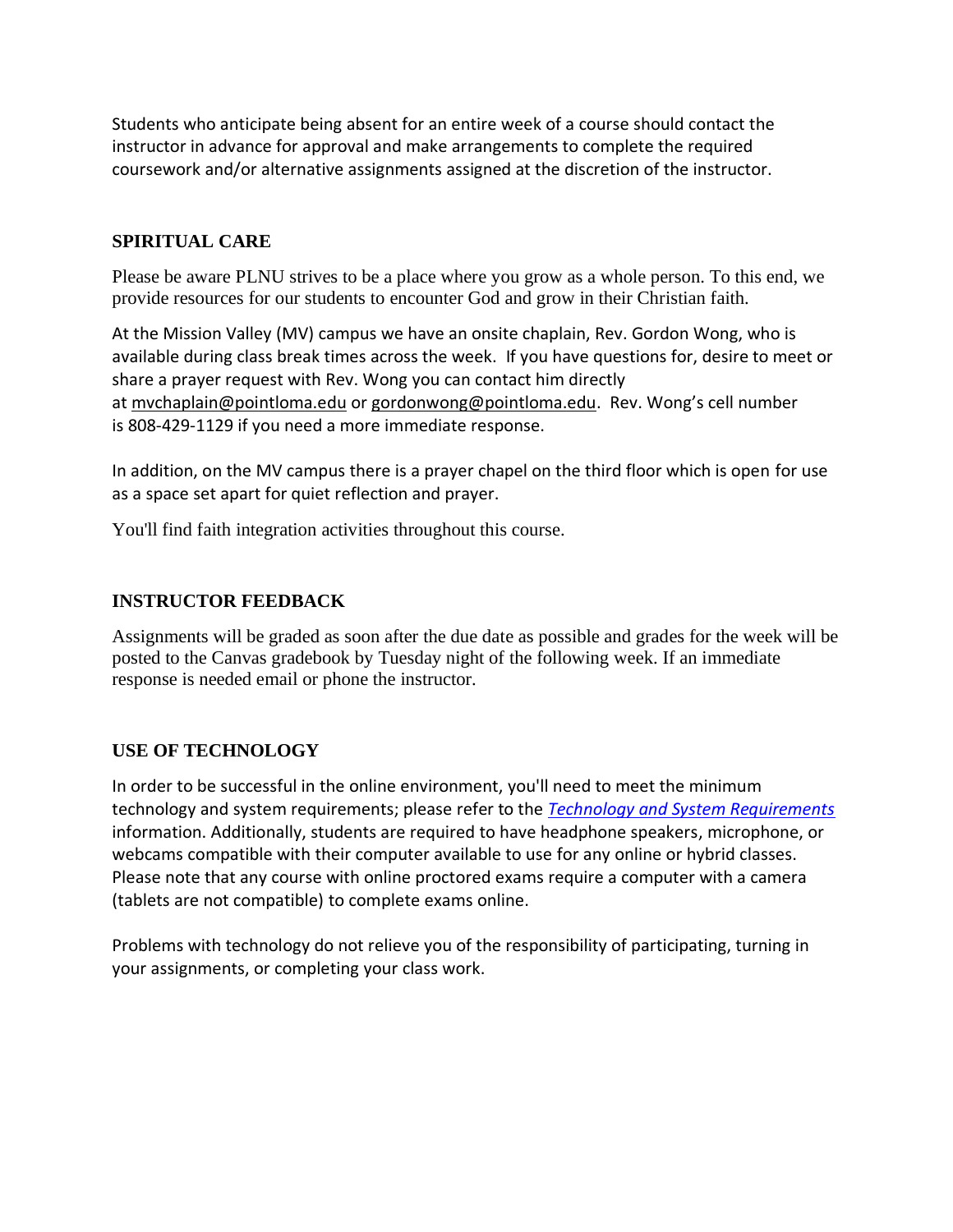Students who anticipate being absent for an entire week of a course should contact the instructor in advance for approval and make arrangements to complete the required coursework and/or alternative assignments assigned at the discretion of the instructor.

## SPIRITUAL CARE

Please be aware PLNU strives to be a place where you grow as a whole person. To this end, we provide resources for our students to encounter God and grow in their Christian faith.

At the Mission Valley (MV) campus we have an onsite chaplain, Rev. Gordon Wong, who is available during class break times across the week. If you have questions for, desire to meet or share a prayer request with Rev. Wong you can contact him directly at mvchaplain@pointloma.edu or gordonwong@pointloma.edu. Rev. Wong's cell number is 808-429-1129 if you need a more immediate response.

In addition, on the MV campus there is a prayer chapel on the third floor which is open for use as a space set apart for quiet reflection and prayer.

You'll find faith integration activities throughout this course.

## INSTRUCTOR FEEDBACK

Assignments will be graded as soon after the due date as possible and grades for the week will be posted to the Canvas gradebook by Tuesday night of the following week. If an immediate response is needed email or phone the instructor.

## USE OF TECHNOLOGY

In order to be successful in the online environment, you'll need to meet the minimum technology and system requirements; please refer to the *Technology and System Requirements* information. Additionally, students are required to have headphone speakers, microphone, or webcams compatible with their computer available to use for any online or hybrid classes. Please note that any course with online proctored exams require a computer with a camera (tablets are not compatible) to complete exams online.

Problems with technology do not relieve you of the responsibility of participating, turning in your assignments, or completing your class work.